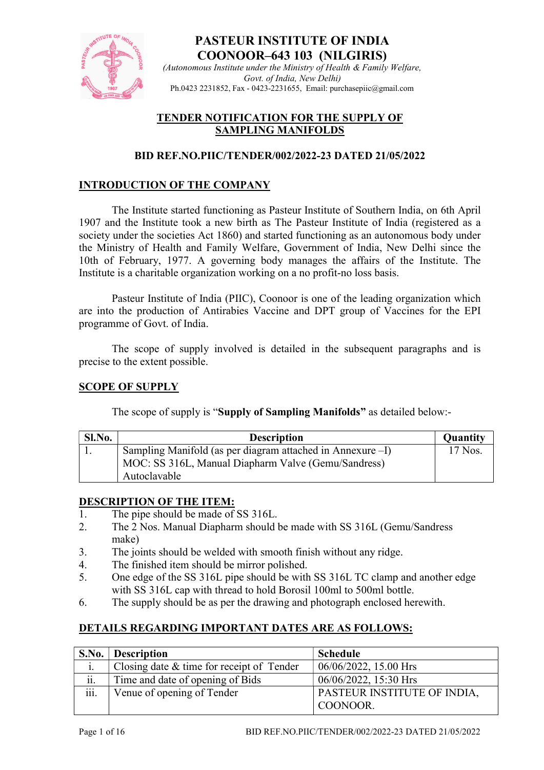# PASTEUR INSTITUTE OF INDIA
# COONOOR–643 103 (NILGIRIS)

*(Autonomous Institute under the Ministry of Health & Family Welfare, Govt. of India, New Delhi)*

Ph.0423 2231852, Fax - 0423-2231655, Email: purchasepiic@gmail.com

## TENDER NOTIFICATION FOR THE SUPPLY OF SAMPLING MANIFOLDS

### BID REF.NO.PIIC/TENDER/002/2022-23 DATED 21/05/2022

## INTRODUCTION OF THE COMPANY

The Institute started functioning as Pasteur Institute of Southern India, on 6th April 1907 and the Institute took a new birth as The Pasteur Institute of India (registered as a society under the societies Act 1860) and started functioning as an autonomous body under the Ministry of Health and Family Welfare, Government of India, New Delhi since the 10th of February, 1977. A governing body manages the affairs of the Institute. The Institute is a charitable organization working on a no profit-no loss basis.

Pasteur Institute of India (PIIC), Coonoor is one of the leading organization which are into the production of Antirabies Vaccine and DPT group of Vaccines for the EPI programme of Govt. of India.

The scope of supply involved is detailed in the subsequent paragraphs and is precise to the extent possible.

## SCOPE OF SUPPLY

The scope of supply is "**Supply of Sampling Manifolds**" as detailed below:-

| Sl.No. | Description | Quantity |
|---|---|---|
| 1. | Sampling Manifold (as per diagram attached in Annexure –I)<br>MOC: SS 316L, Manual Diapharm Valve (Gemu/Sandress)<br>Autoclavable | 17 Nos. |

## DESCRIPTION OF THE ITEM:

1. The pipe should be made of SS 316L.
2. The 2 Nos. Manual Diapharm should be made with SS 316L (Gemu/Sandress make)
3. The joints should be welded with smooth finish without any ridge.
4. The finished item should be mirror polished.
5. One edge of the SS 316L pipe should be with SS 316L TC clamp and another edge with SS 316L cap with thread to hold Borosil 100ml to 500ml bottle.
6. The supply should be as per the drawing and photograph enclosed herewith.

## DETAILS REGARDING IMPORTANT DATES ARE AS FOLLOWS:

| S.No. | Description | Schedule |
|---|---|---|
| i. | Closing date & time for receipt of Tender | 06/06/2022, 15.00 Hrs |
| ii. | Time and date of opening of Bids | 06/06/2022, 15:30 Hrs |
| iii. | Venue of opening of Tender | PASTEUR INSTITUTE OF INDIA, COONOOR. |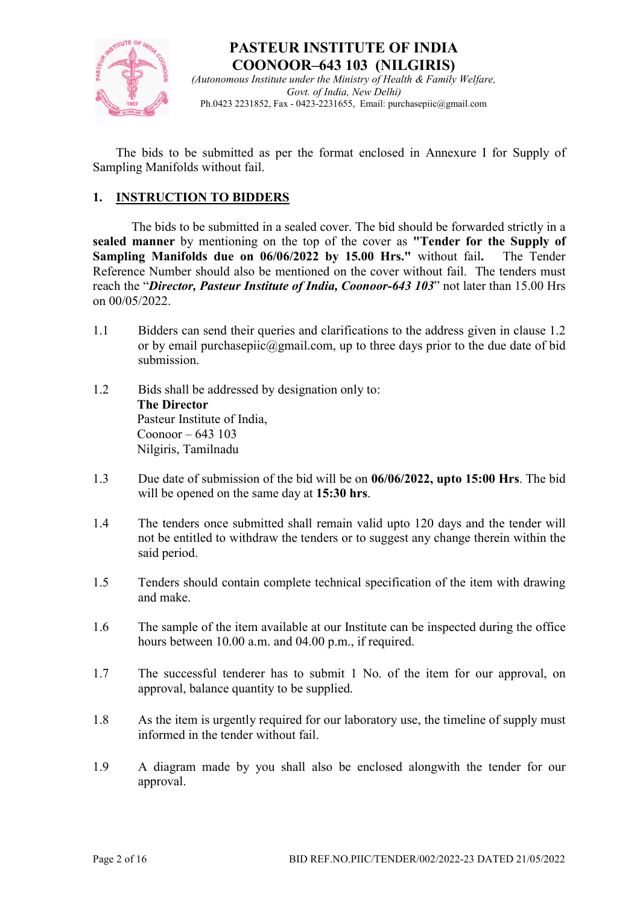# PASTEUR INSTITUTE OF INDIA
## COONOOR–643 103 (NILGIRIS)

*(Autonomous Institute under the Ministry of Health & Family Welfare, Govt. of India, New Delhi)*

Ph.0423 2231852, Fax - 0423-2231655, Email: purchasepiic@gmail.com

The bids to be submitted as per the format enclosed in Annexure I for Supply of Sampling Manifolds without fail.

## 1. INSTRUCTION TO BIDDERS

The bids to be submitted in a sealed cover. The bid should be forwarded strictly in a **sealed manner** by mentioning on the top of the cover as **"Tender for the Supply of Sampling Manifolds due on 06/06/2022 by 15.00 Hrs."** without fail**.** The Tender Reference Number should also be mentioned on the cover without fail. The tenders must reach the "***Director, Pasteur Institute of India, Coonoor-643 103***" not later than 15.00 Hrs on 00/05/2022.

1.1 Bidders can send their queries and clarifications to the address given in clause 1.2 or by email purchasepiic@gmail.com, up to three days prior to the due date of bid submission.

1.2 Bids shall be addressed by designation only to:
**The Director**
Pasteur Institute of India,
Coonoor – 643 103
Nilgiris, Tamilnadu

1.3 Due date of submission of the bid will be on **06/06/2022, upto 15:00 Hrs**. The bid will be opened on the same day at **15:30 hrs**.

1.4 The tenders once submitted shall remain valid upto 120 days and the tender will not be entitled to withdraw the tenders or to suggest any change therein within the said period.

1.5 Tenders should contain complete technical specification of the item with drawing and make.

1.6 The sample of the item available at our Institute can be inspected during the office hours between 10.00 a.m. and 04.00 p.m., if required.

1.7 The successful tenderer has to submit 1 No. of the item for our approval, on approval, balance quantity to be supplied.

1.8 As the item is urgently required for our laboratory use, the timeline of supply must informed in the tender without fail.

1.9 A diagram made by you shall also be enclosed alongwith the tender for our approval.

BID REF.NO.PIIC/TENDER/002/2022-23 DATED 21/05/2022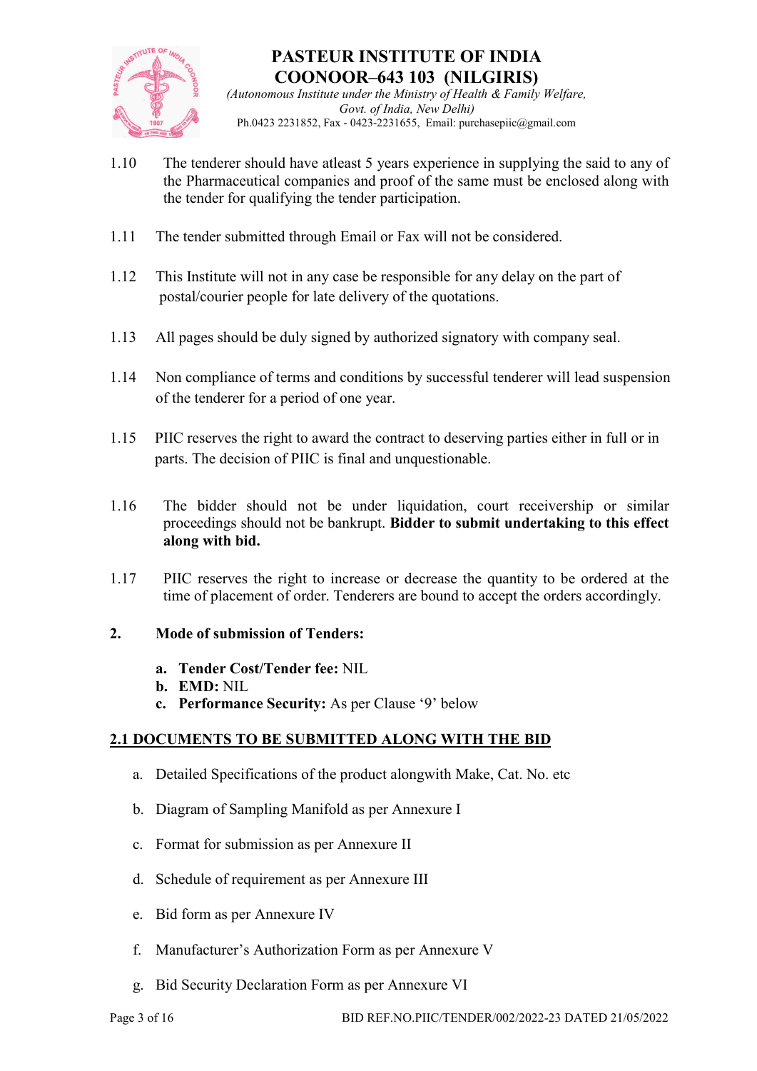1.10 The tenderer should have atleast 5 years experience in supplying the said to any of the Pharmaceutical companies and proof of the same must be enclosed along with the tender for qualifying the tender participation.

1.11 The tender submitted through Email or Fax will not be considered.

1.12 This Institute will not in any case be responsible for any delay on the part of postal/courier people for late delivery of the quotations.

1.13 All pages should be duly signed by authorized signatory with company seal.

1.14 Non compliance of terms and conditions by successful tenderer will lead suspension of the tenderer for a period of one year.

1.15 PIIC reserves the right to award the contract to deserving parties either in full or in parts. The decision of PIIC is final and unquestionable.

1.16 The bidder should not be under liquidation, court receivership or similar proceedings should not be bankrupt. **Bidder to submit undertaking to this effect along with bid.**

1.17 PIIC reserves the right to increase or decrease the quantity to be ordered at the time of placement of order. Tenderers are bound to accept the orders accordingly.

## 2. Mode of submission of Tenders:

a. **Tender Cost/Tender fee:** NIL
b. **EMD:** NIL
c. **Performance Security:** As per Clause '9' below

### 2.1 DOCUMENTS TO BE SUBMITTED ALONG WITH THE BID

a. Detailed Specifications of the product alongwith Make, Cat. No. etc

b. Diagram of Sampling Manifold as per Annexure I

c. Format for submission as per Annexure II

d. Schedule of requirement as per Annexure III

e. Bid form as per Annexure IV

f. Manufacturer's Authorization Form as per Annexure V

g. Bid Security Declaration Form as per Annexure VI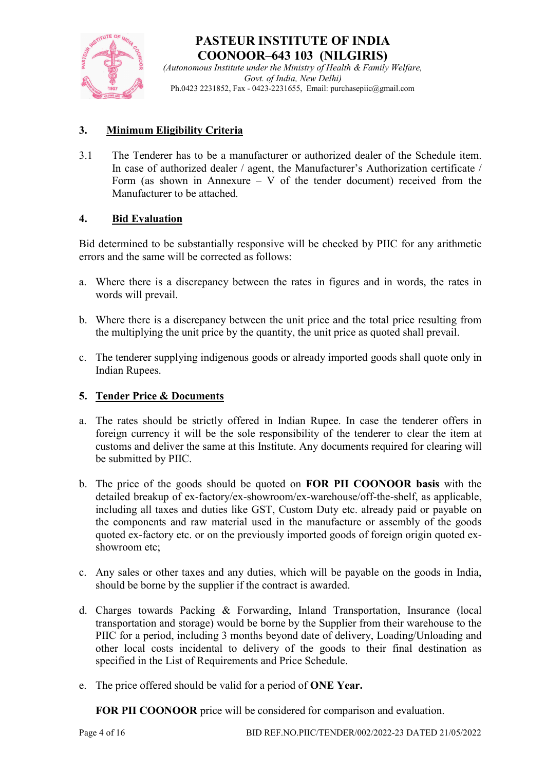## 3. Minimum Eligibility Criteria

3.1 The Tenderer has to be a manufacturer or authorized dealer of the Schedule item. In case of authorized dealer / agent, the Manufacturer's Authorization certificate / Form (as shown in Annexure – V of the tender document) received from the Manufacturer to be attached.

## 4. Bid Evaluation

Bid determined to be substantially responsive will be checked by PIIC for any arithmetic errors and the same will be corrected as follows:

a. Where there is a discrepancy between the rates in figures and in words, the rates in words will prevail.

b. Where there is a discrepancy between the unit price and the total price resulting from the multiplying the unit price by the quantity, the unit price as quoted shall prevail.

c. The tenderer supplying indigenous goods or already imported goods shall quote only in Indian Rupees.

## 5. Tender Price & Documents

a. The rates should be strictly offered in Indian Rupee. In case the tenderer offers in foreign currency it will be the sole responsibility of the tenderer to clear the item at customs and deliver the same at this Institute. Any documents required for clearing will be submitted by PIIC.

b. The price of the goods should be quoted on **FOR PII COONOOR basis** with the detailed breakup of ex-factory/ex-showroom/ex-warehouse/off-the-shelf, as applicable, including all taxes and duties like GST, Custom Duty etc. already paid or payable on the components and raw material used in the manufacture or assembly of the goods quoted ex-factory etc. or on the previously imported goods of foreign origin quoted ex-showroom etc;

c. Any sales or other taxes and any duties, which will be payable on the goods in India, should be borne by the supplier if the contract is awarded.

d. Charges towards Packing & Forwarding, Inland Transportation, Insurance (local transportation and storage) would be borne by the Supplier from their warehouse to the PIIC for a period, including 3 months beyond date of delivery, Loading/Unloading and other local costs incidental to delivery of the goods to their final destination as specified in the List of Requirements and Price Schedule.

e. The price offered should be valid for a period of **ONE Year.**

**FOR PII COONOOR** price will be considered for comparison and evaluation.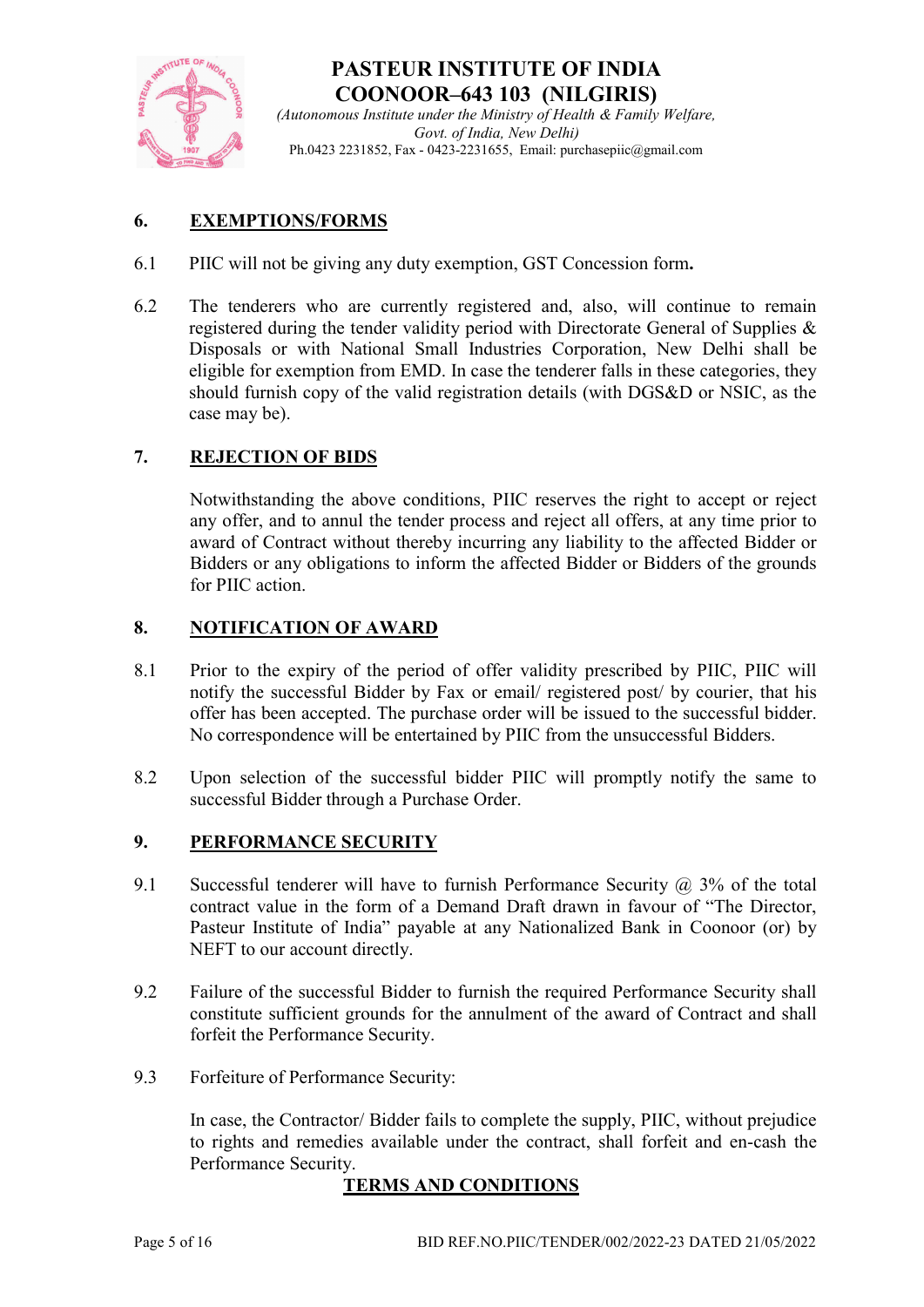## 6. EXEMPTIONS/FORMS

6.1 PIIC will not be giving any duty exemption, GST Concession form**.**

6.2 The tenderers who are currently registered and, also, will continue to remain registered during the tender validity period with Directorate General of Supplies & Disposals or with National Small Industries Corporation, New Delhi shall be eligible for exemption from EMD. In case the tenderer falls in these categories, they should furnish copy of the valid registration details (with DGS&D or NSIC, as the case may be).

## 7. REJECTION OF BIDS

Notwithstanding the above conditions, PIIC reserves the right to accept or reject any offer, and to annul the tender process and reject all offers, at any time prior to award of Contract without thereby incurring any liability to the affected Bidder or Bidders or any obligations to inform the affected Bidder or Bidders of the grounds for PIIC action.

## 8. NOTIFICATION OF AWARD

8.1 Prior to the expiry of the period of offer validity prescribed by PIIC, PIIC will notify the successful Bidder by Fax or email/ registered post/ by courier, that his offer has been accepted. The purchase order will be issued to the successful bidder. No correspondence will be entertained by PIIC from the unsuccessful Bidders.

8.2 Upon selection of the successful bidder PIIC will promptly notify the same to successful Bidder through a Purchase Order.

## 9. PERFORMANCE SECURITY

9.1 Successful tenderer will have to furnish Performance Security @ 3% of the total contract value in the form of a Demand Draft drawn in favour of "The Director, Pasteur Institute of India" payable at any Nationalized Bank in Coonoor (or) by NEFT to our account directly.

9.2 Failure of the successful Bidder to furnish the required Performance Security shall constitute sufficient grounds for the annulment of the award of Contract and shall forfeit the Performance Security.

9.3 Forfeiture of Performance Security:

In case, the Contractor/ Bidder fails to complete the supply, PIIC, without prejudice to rights and remedies available under the contract, shall forfeit and en-cash the Performance Security.

## TERMS AND CONDITIONS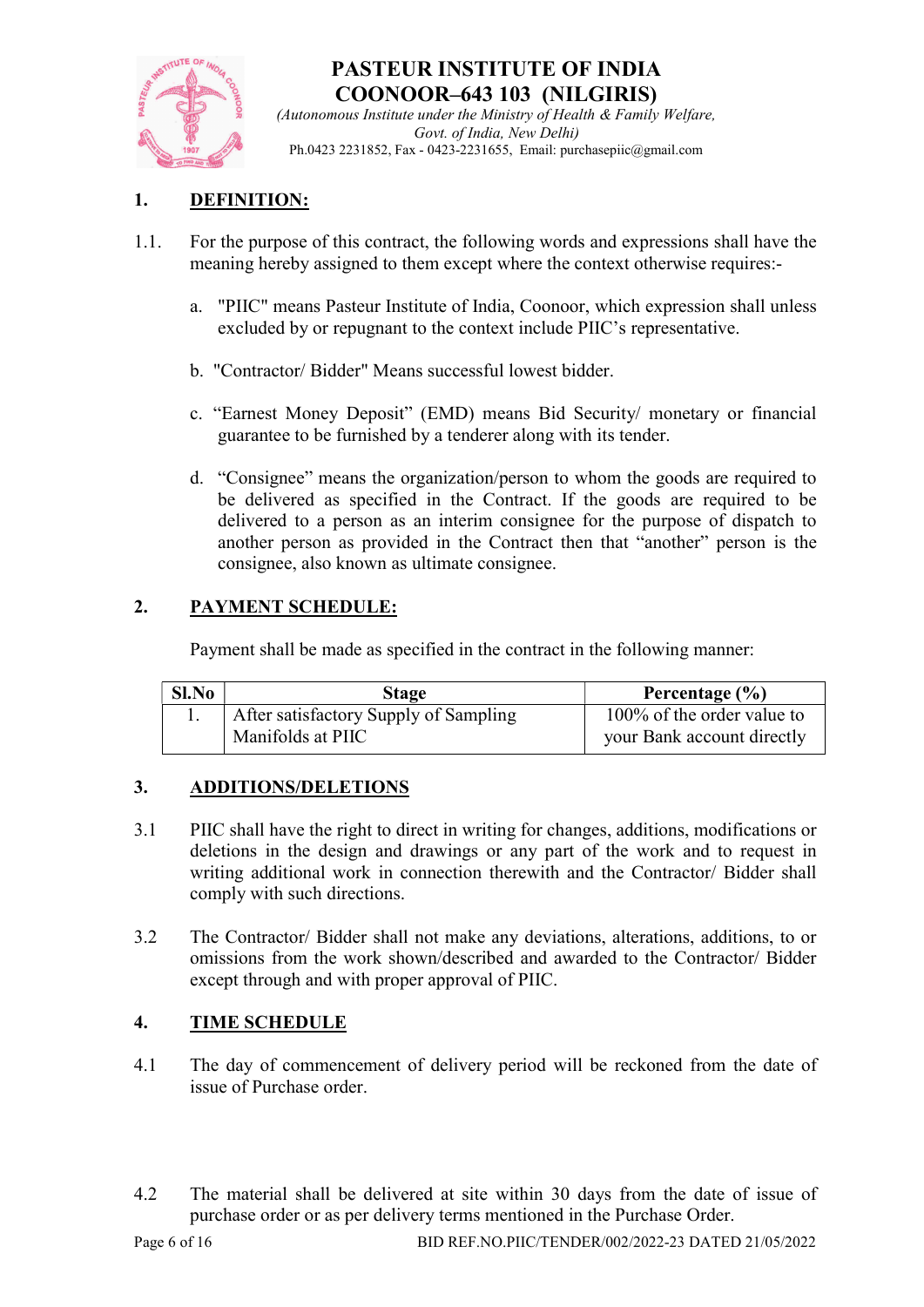# PASTEUR INSTITUTE OF INDIA
# COONOOR–643 103 (NILGIRIS)

*(Autonomous Institute under the Ministry of Health & Family Welfare, Govt. of India, New Delhi)*

Ph.0423 2231852, Fax - 0423-2231655, Email: purchasepiic@gmail.com

## 1. DEFINITION:

1.1. For the purpose of this contract, the following words and expressions shall have the meaning hereby assigned to them except where the context otherwise requires:-

a. "PIIC" means Pasteur Institute of India, Coonoor, which expression shall unless excluded by or repugnant to the context include PIIC's representative.

b. "Contractor/ Bidder" Means successful lowest bidder.

c. "Earnest Money Deposit" (EMD) means Bid Security/ monetary or financial guarantee to be furnished by a tenderer along with its tender.

d. "Consignee" means the organization/person to whom the goods are required to be delivered as specified in the Contract. If the goods are required to be delivered to a person as an interim consignee for the purpose of dispatch to another person as provided in the Contract then that "another" person is the consignee, also known as ultimate consignee.

## 2. PAYMENT SCHEDULE:

Payment shall be made as specified in the contract in the following manner:

| Sl.No | Stage | Percentage (%) |
|---|---|---|
| 1. | After satisfactory Supply of Sampling Manifolds at PIIC | 100% of the order value to your Bank account directly |

## 3. ADDITIONS/DELETIONS

3.1 PIIC shall have the right to direct in writing for changes, additions, modifications or deletions in the design and drawings or any part of the work and to request in writing additional work in connection therewith and the Contractor/ Bidder shall comply with such directions.

3.2 The Contractor/ Bidder shall not make any deviations, alterations, additions, to or omissions from the work shown/described and awarded to the Contractor/ Bidder except through and with proper approval of PIIC.

## 4. TIME SCHEDULE

4.1 The day of commencement of delivery period will be reckoned from the date of issue of Purchase order.

4.2 The material shall be delivered at site within 30 days from the date of issue of purchase order or as per delivery terms mentioned in the Purchase Order.

BID REF.NO.PIIC/TENDER/002/2022-23 DATED 21/05/2022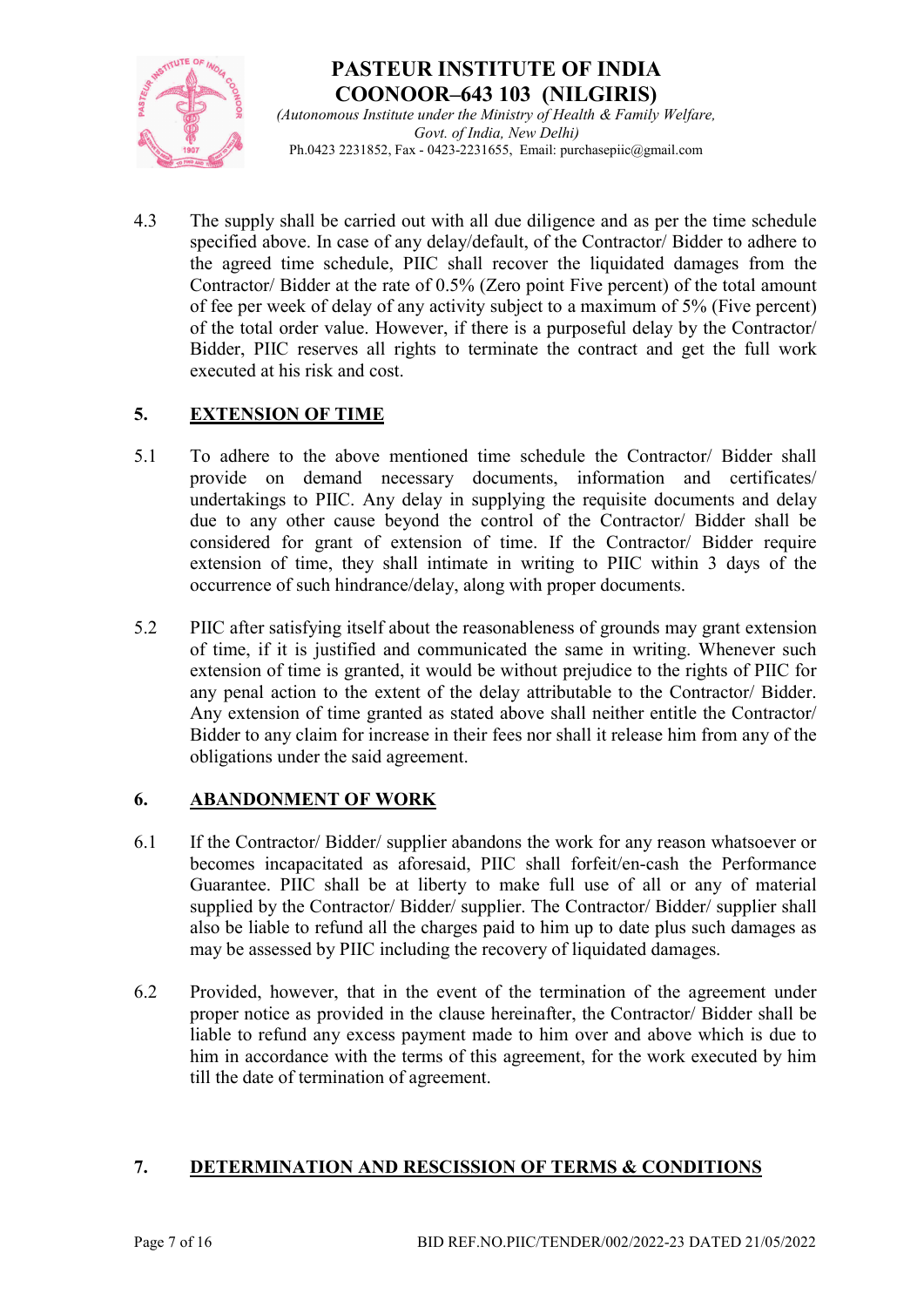4.3 The supply shall be carried out with all due diligence and as per the time schedule specified above. In case of any delay/default, of the Contractor/ Bidder to adhere to the agreed time schedule, PIIC shall recover the liquidated damages from the Contractor/ Bidder at the rate of 0.5% (Zero point Five percent) of the total amount of fee per week of delay of any activity subject to a maximum of 5% (Five percent) of the total order value. However, if there is a purposeful delay by the Contractor/ Bidder, PIIC reserves all rights to terminate the contract and get the full work executed at his risk and cost.

## 5. EXTENSION OF TIME

5.1 To adhere to the above mentioned time schedule the Contractor/ Bidder shall provide on demand necessary documents, information and certificates/ undertakings to PIIC. Any delay in supplying the requisite documents and delay due to any other cause beyond the control of the Contractor/ Bidder shall be considered for grant of extension of time. If the Contractor/ Bidder require extension of time, they shall intimate in writing to PIIC within 3 days of the occurrence of such hindrance/delay, along with proper documents.

5.2 PIIC after satisfying itself about the reasonableness of grounds may grant extension of time, if it is justified and communicated the same in writing. Whenever such extension of time is granted, it would be without prejudice to the rights of PIIC for any penal action to the extent of the delay attributable to the Contractor/ Bidder. Any extension of time granted as stated above shall neither entitle the Contractor/ Bidder to any claim for increase in their fees nor shall it release him from any of the obligations under the said agreement.

## 6. ABANDONMENT OF WORK

6.1 If the Contractor/ Bidder/ supplier abandons the work for any reason whatsoever or becomes incapacitated as aforesaid, PIIC shall forfeit/en-cash the Performance Guarantee. PIIC shall be at liberty to make full use of all or any of material supplied by the Contractor/ Bidder/ supplier. The Contractor/ Bidder/ supplier shall also be liable to refund all the charges paid to him up to date plus such damages as may be assessed by PIIC including the recovery of liquidated damages.

6.2 Provided, however, that in the event of the termination of the agreement under proper notice as provided in the clause hereinafter, the Contractor/ Bidder shall be liable to refund any excess payment made to him over and above which is due to him in accordance with the terms of this agreement, for the work executed by him till the date of termination of agreement.

## 7. DETERMINATION AND RESCISSION OF TERMS & CONDITIONS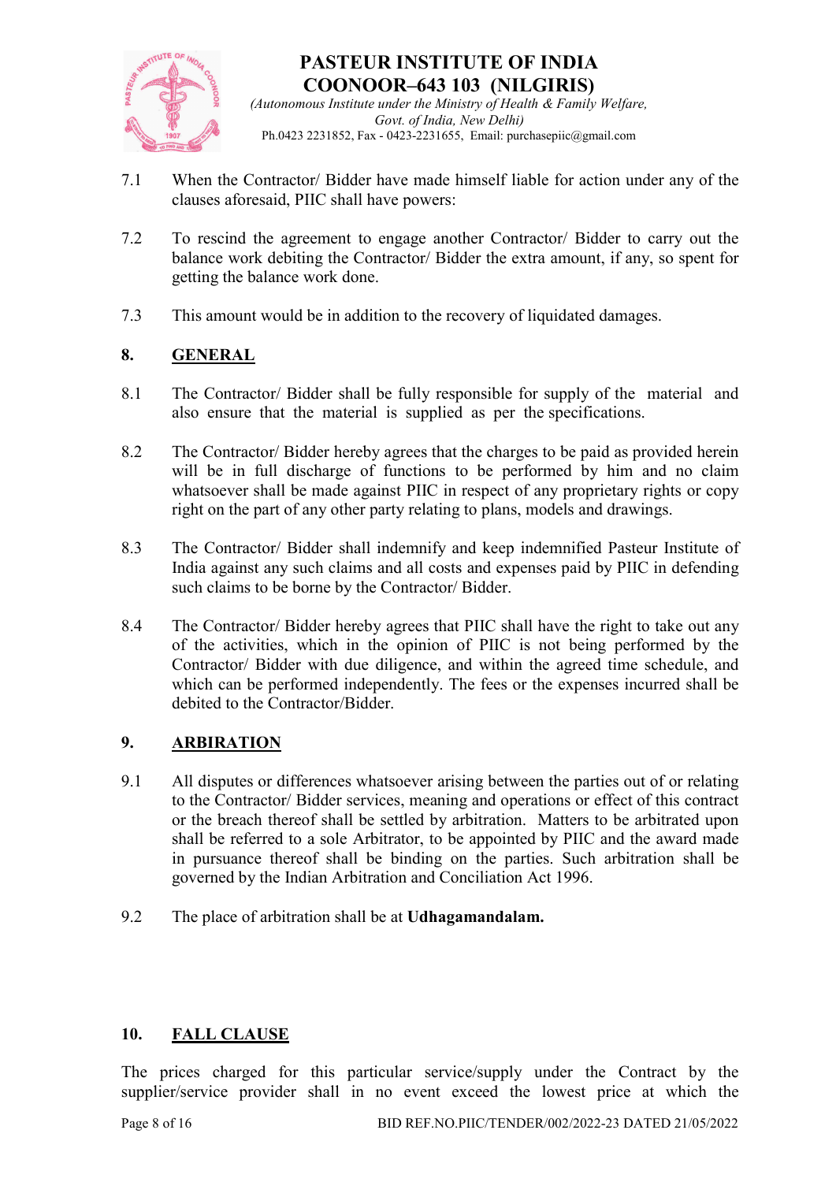7.1 When the Contractor/ Bidder have made himself liable for action under any of the clauses aforesaid, PIIC shall have powers:

7.2 To rescind the agreement to engage another Contractor/ Bidder to carry out the balance work debiting the Contractor/ Bidder the extra amount, if any, so spent for getting the balance work done.

7.3 This amount would be in addition to the recovery of liquidated damages.

## 8. GENERAL

8.1 The Contractor/ Bidder shall be fully responsible for supply of the material and also ensure that the material is supplied as per the specifications.

8.2 The Contractor/ Bidder hereby agrees that the charges to be paid as provided herein will be in full discharge of functions to be performed by him and no claim whatsoever shall be made against PIIC in respect of any proprietary rights or copy right on the part of any other party relating to plans, models and drawings.

8.3 The Contractor/ Bidder shall indemnify and keep indemnified Pasteur Institute of India against any such claims and all costs and expenses paid by PIIC in defending such claims to be borne by the Contractor/ Bidder.

8.4 The Contractor/ Bidder hereby agrees that PIIC shall have the right to take out any of the activities, which in the opinion of PIIC is not being performed by the Contractor/ Bidder with due diligence, and within the agreed time schedule, and which can be performed independently. The fees or the expenses incurred shall be debited to the Contractor/Bidder.

## 9. ARBIRATION

9.1 All disputes or differences whatsoever arising between the parties out of or relating to the Contractor/ Bidder services, meaning and operations or effect of this contract or the breach thereof shall be settled by arbitration. Matters to be arbitrated upon shall be referred to a sole Arbitrator, to be appointed by PIIC and the award made in pursuance thereof shall be binding on the parties. Such arbitration shall be governed by the Indian Arbitration and Conciliation Act 1996.

9.2 The place of arbitration shall be at **Udhagamandalam.**

## 10. FALL CLAUSE

The prices charged for this particular service/supply under the Contract by the supplier/service provider shall in no event exceed the lowest price at which the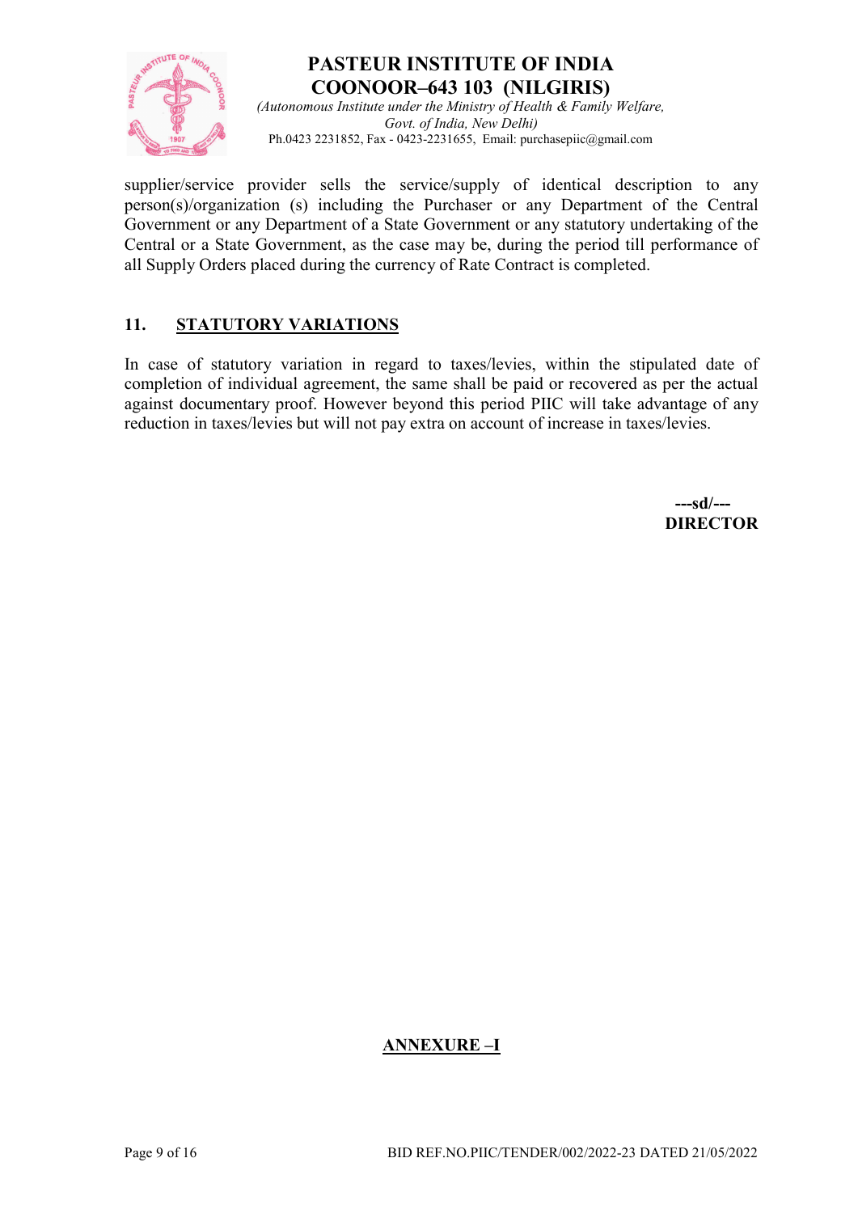supplier/service provider sells the service/supply of identical description to any person(s)/organization (s) including the Purchaser or any Department of the Central Government or any Department of a State Government or any statutory undertaking of the Central or a State Government, as the case may be, during the period till performance of all Supply Orders placed during the currency of Rate Contract is completed.

## 11. STATUTORY VARIATIONS

In case of statutory variation in regard to taxes/levies, within the stipulated date of completion of individual agreement, the same shall be paid or recovered as per the actual against documentary proof. However beyond this period PIIC will take advantage of any reduction in taxes/levies but will not pay extra on account of increase in taxes/levies.

**---sd/---**
**DIRECTOR**

## ANNEXURE –I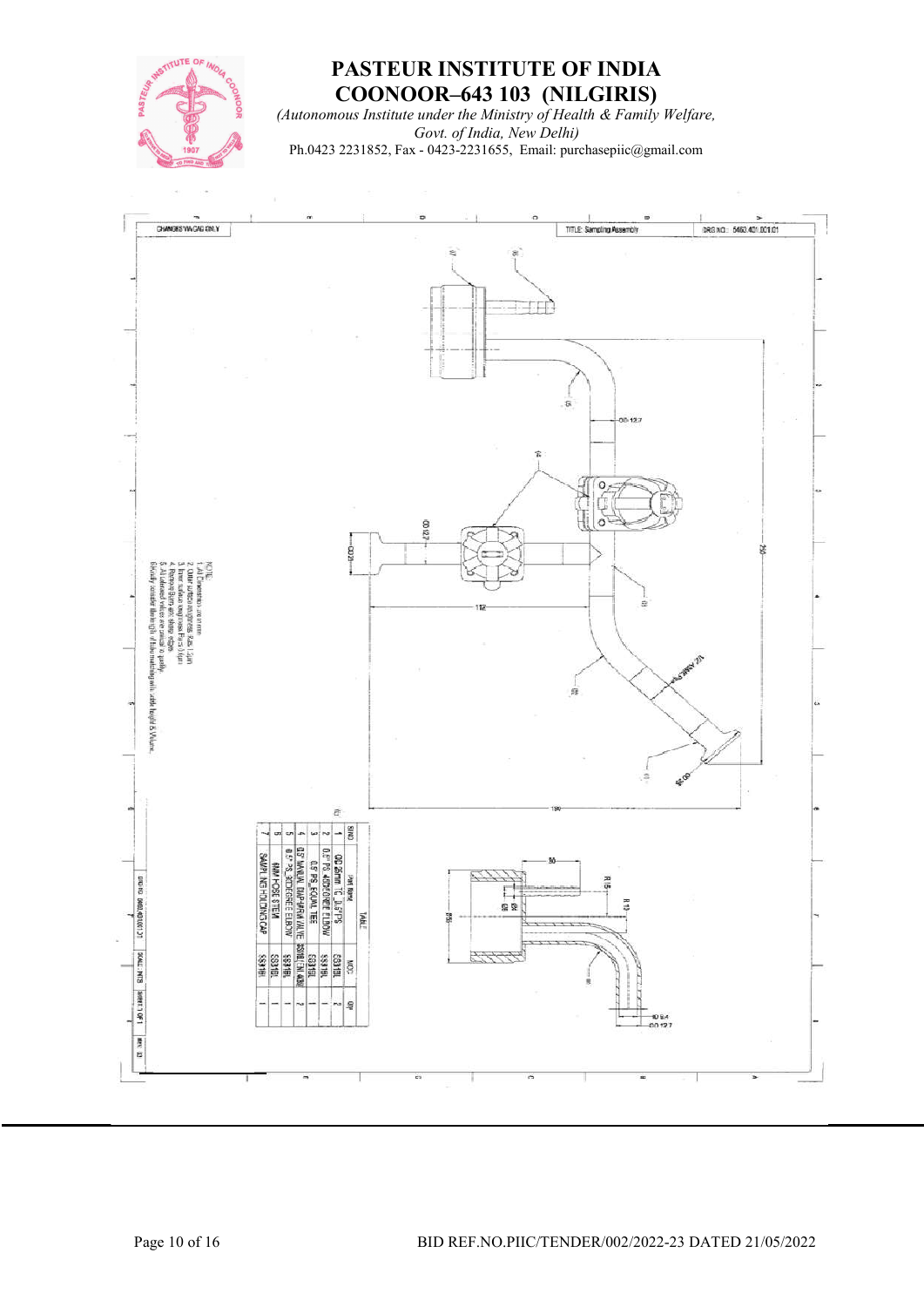# PASTEUR INSTITUTE OF INDIA
# COONOOR–643 103 (NILGIRIS)

*(Autonomous Institute under the Ministry of Health & Family Welfare, Govt. of India, New Delhi)*

Ph.0423 2231852, Fax - 0423-2231655, Email: purchasepiic@gmail.com

CHANGES VIA CAD ONLY

TITLE: Sampling Assembly

DRG NO.: 5463.401.001.01

NOTE:
1. All Dimensions are in mm
2. Outer surface roughness 0.8μ / 1.0μm
3. Inner surface roughness Ra 0.4μm
4. Remove all burrs, sharp edges
5. All sleeved valves are sanitary quality
6. Kindly consider the length of tube matching with table height & Volume.

| SI.NO | Part Name | MOC | Qty |
|---|---|---|---|
| 1 | OD 25mm TC_0.5" PS | SS316L | 2 |
| 2 | 0.5" PS 45DEGREE ELBOW | SS316L | 1 |
| 3 | 0.5" PS_EQUAL TEE | SS316L | 1 |
| 4 | 0.5" MANUAL DIAPHRAGM VALVE | SS316L (CN 4DN) | 2 |
| 5 | 0.5" PS_90DEGREE ELBOW | SS316L | 1 |
| 6 | 6MM HOSE STEM | SS316L | 1 |
| 7 | SAMPLING HOLDING CAP | SS316L | 1 |

DRG NO: 5463.401.001.01 | SCALE: NTS | SHEET 1 OF 1 | REV: 00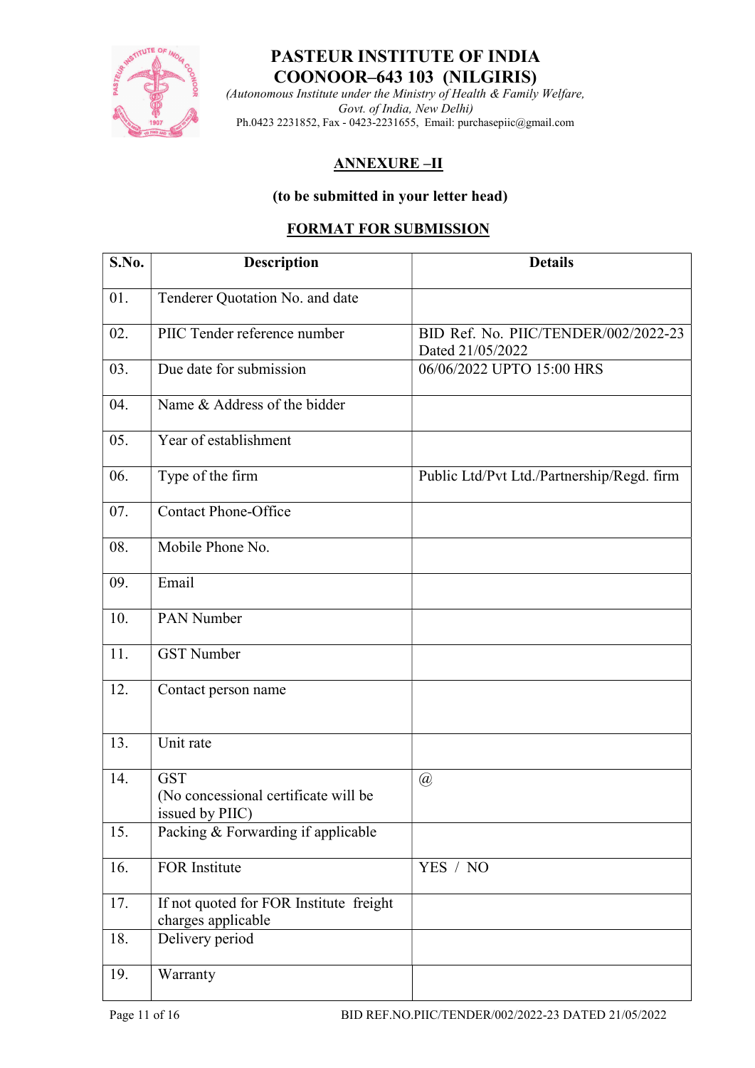# PASTEUR INSTITUTE OF INDIA
## COONOOR–643 103 (NILGIRIS)

*(Autonomous Institute under the Ministry of Health & Family Welfare, Govt. of India, New Delhi)*

Ph.0423 2231852, Fax - 0423-2231655, Email: purchasepiic@gmail.com

## ANNEXURE –II

**(to be submitted in your letter head)**

## FORMAT FOR SUBMISSION

| S.No. | Description | Details |
|---|---|---|
| 01. | Tenderer Quotation No. and date | |
| 02. | PIIC Tender reference number | BID Ref. No. PIIC/TENDER/002/2022-23 Dated 21/05/2022 |
| 03. | Due date for submission | 06/06/2022 UPTO 15:00 HRS |
| 04. | Name & Address of the bidder | |
| 05. | Year of establishment | |
| 06. | Type of the firm | Public Ltd/Pvt Ltd./Partnership/Regd. firm |
| 07. | Contact Phone-Office | |
| 08. | Mobile Phone No. | |
| 09. | Email | |
| 10. | PAN Number | |
| 11. | GST Number | |
| 12. | Contact person name | |
| 13. | Unit rate | |
| 14. | GST (No concessional certificate will be issued by PIIC) | @ |
| 15. | Packing & Forwarding if applicable | |
| 16. | FOR Institute | YES / NO |
| 17. | If not quoted for FOR Institute freight charges applicable | |
| 18. | Delivery period | |
| 19. | Warranty | |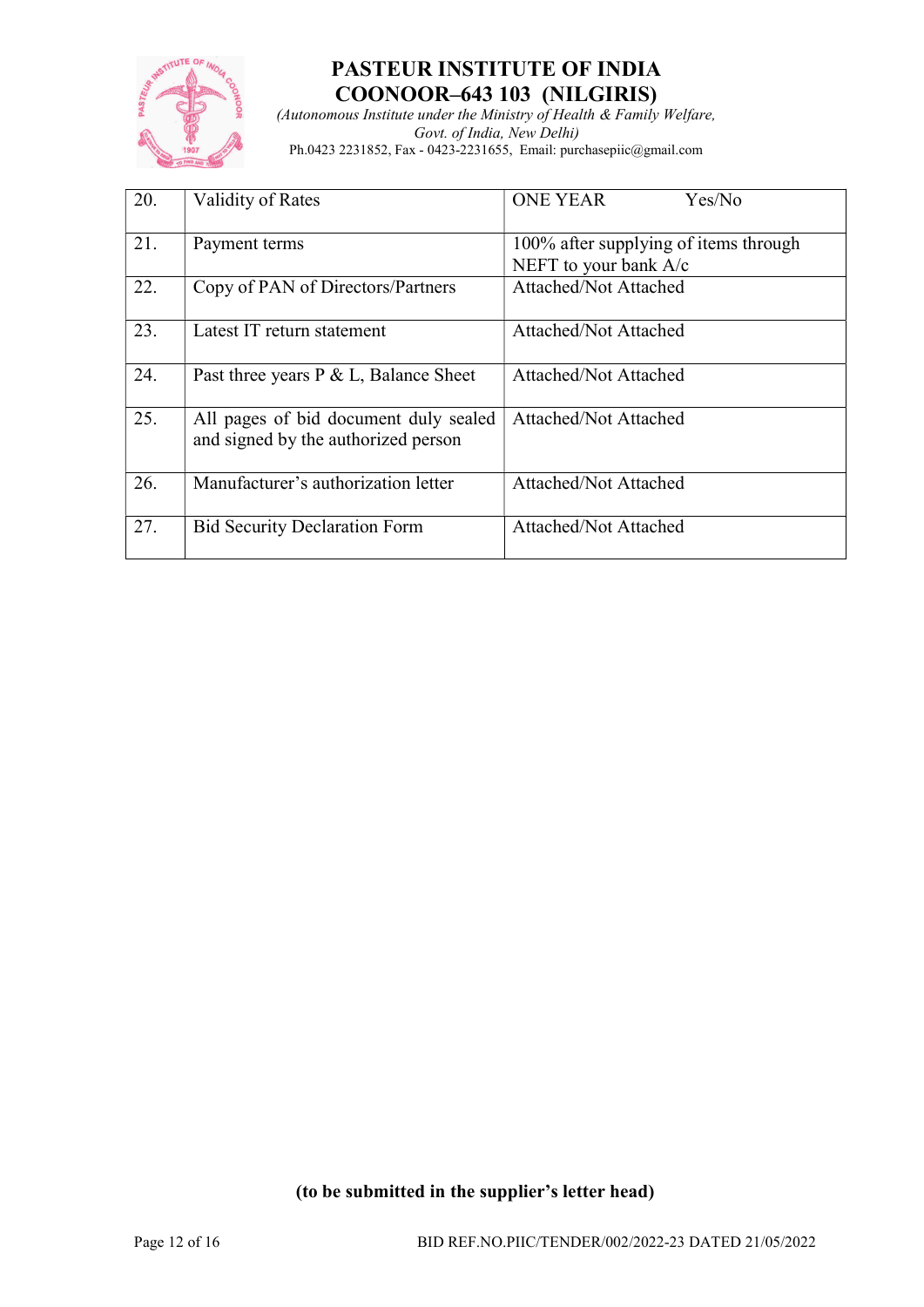# PASTEUR INSTITUTE OF INDIA
## COONOOR–643 103 (NILGIRIS)

*(Autonomous Institute under the Ministry of Health & Family Welfare, Govt. of India, New Delhi)*

Ph.0423 2231852, Fax - 0423-2231655, Email: purchasepiic@gmail.com

| | | |
|---|---|---|
| 20. | Validity of Rates | ONE YEAR Yes/No |
| 21. | Payment terms | 100% after supplying of items through NEFT to your bank A/c |
| 22. | Copy of PAN of Directors/Partners | Attached/Not Attached |
| 23. | Latest IT return statement | Attached/Not Attached |
| 24. | Past three years P & L, Balance Sheet | Attached/Not Attached |
| 25. | All pages of bid document duly sealed and signed by the authorized person | Attached/Not Attached |
| 26. | Manufacturer's authorization letter | Attached/Not Attached |
| 27. | Bid Security Declaration Form | Attached/Not Attached |

**(to be submitted in the supplier's letter head)**

BID REF.NO.PIIC/TENDER/002/2022-23 DATED 21/05/2022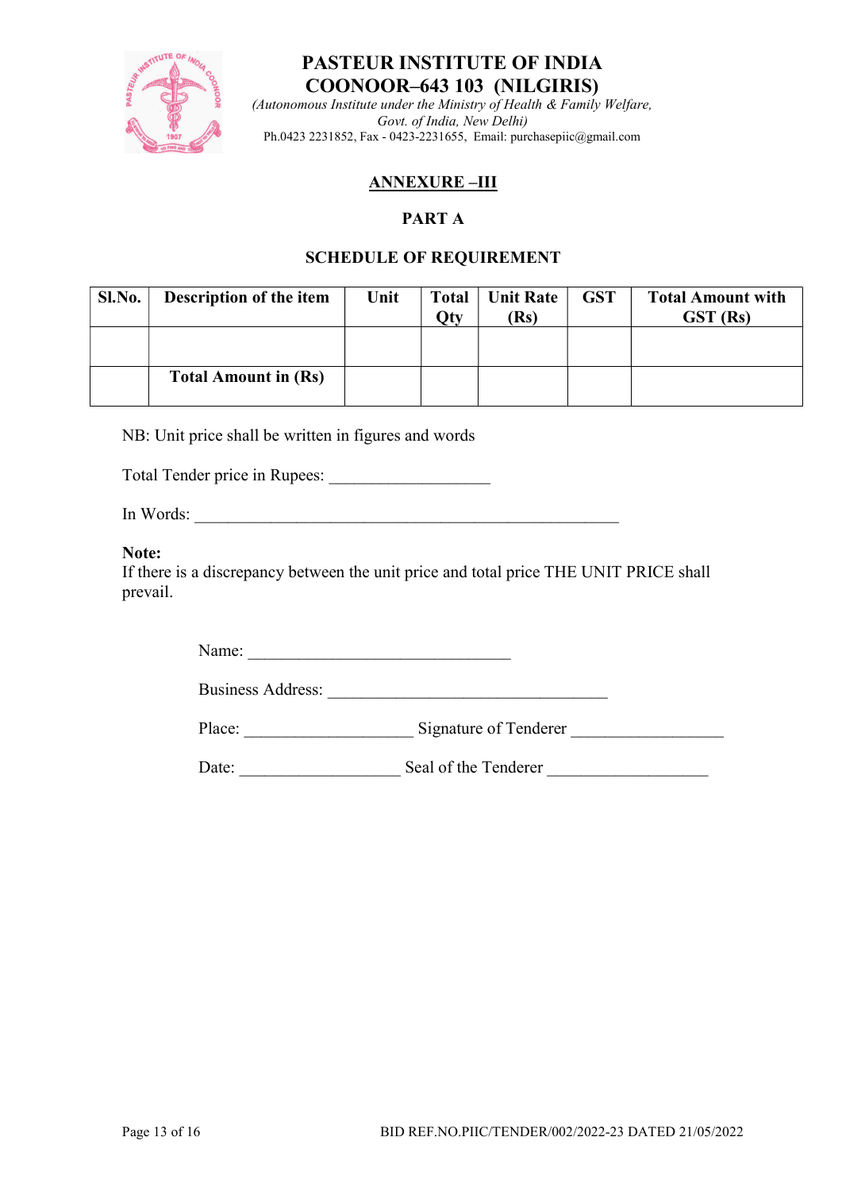# PASTEUR INSTITUTE OF INDIA
# COONOOR–643 103 (NILGIRIS)

*(Autonomous Institute under the Ministry of Health & Family Welfare, Govt. of India, New Delhi)*

Ph.0423 2231852, Fax - 0423-2231655, Email: purchasepiic@gmail.com

## ANNEXURE –III

## PART A

## SCHEDULE OF REQUIREMENT

| Sl.No. | Description of the item | Unit | Total Qty | Unit Rate (Rs) | GST | Total Amount with GST (Rs) |
|---|---|---|---|---|---|---|
| | | | | | | |
| | **Total Amount in (Rs)** | | | | | |

NB: Unit price shall be written in figures and words

Total Tender price in Rupees: ___________________

In Words: __________________________________________________

**Note:**
If there is a discrepancy between the unit price and total price THE UNIT PRICE shall prevail.

Name: ______________________________

Business Address: ________________________________

Place: ____________________ Signature of Tenderer __________________

Date: ___________________ Seal of the Tenderer ___________________

BID REF.NO.PIIC/TENDER/002/2022-23 DATED 21/05/2022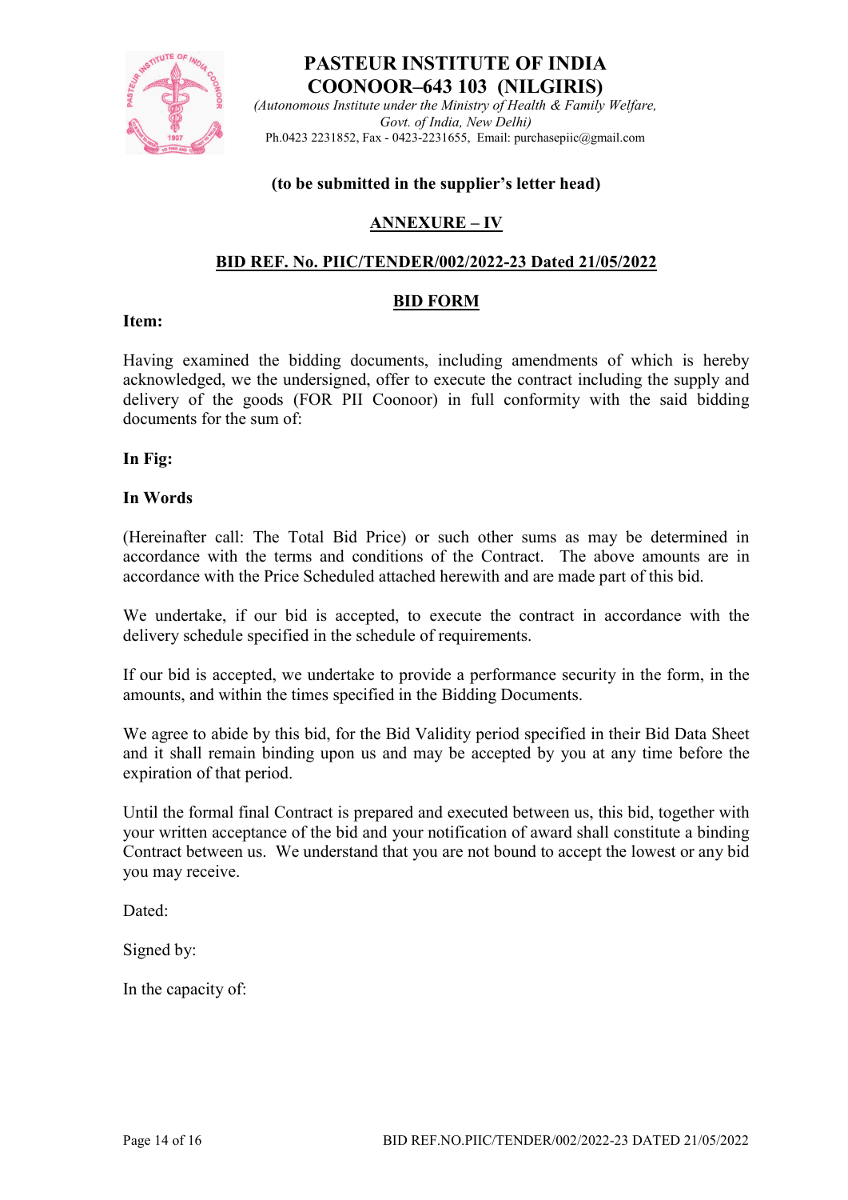# PASTEUR INSTITUTE OF INDIA
## COONOOR–643 103 (NILGIRIS)

*(Autonomous Institute under the Ministry of Health & Family Welfare, Govt. of India, New Delhi)*

Ph.0423 2231852, Fax - 0423-2231655, Email: purchasepiic@gmail.com

**(to be submitted in the supplier's letter head)**

**ANNEXURE – IV**

**BID REF. No. PIIC/TENDER/002/2022-23 Dated 21/05/2022**

**BID FORM**

**Item:**

Having examined the bidding documents, including amendments of which is hereby acknowledged, we the undersigned, offer to execute the contract including the supply and delivery of the goods (FOR PII Coonoor) in full conformity with the said bidding documents for the sum of:

**In Fig:**

**In Words**

(Hereinafter call: The Total Bid Price) or such other sums as may be determined in accordance with the terms and conditions of the Contract. The above amounts are in accordance with the Price Scheduled attached herewith and are made part of this bid.

We undertake, if our bid is accepted, to execute the contract in accordance with the delivery schedule specified in the schedule of requirements.

If our bid is accepted, we undertake to provide a performance security in the form, in the amounts, and within the times specified in the Bidding Documents.

We agree to abide by this bid, for the Bid Validity period specified in their Bid Data Sheet and it shall remain binding upon us and may be accepted by you at any time before the expiration of that period.

Until the formal final Contract is prepared and executed between us, this bid, together with your written acceptance of the bid and your notification of award shall constitute a binding Contract between us. We understand that you are not bound to accept the lowest or any bid you may receive.

Dated:

Signed by:

In the capacity of: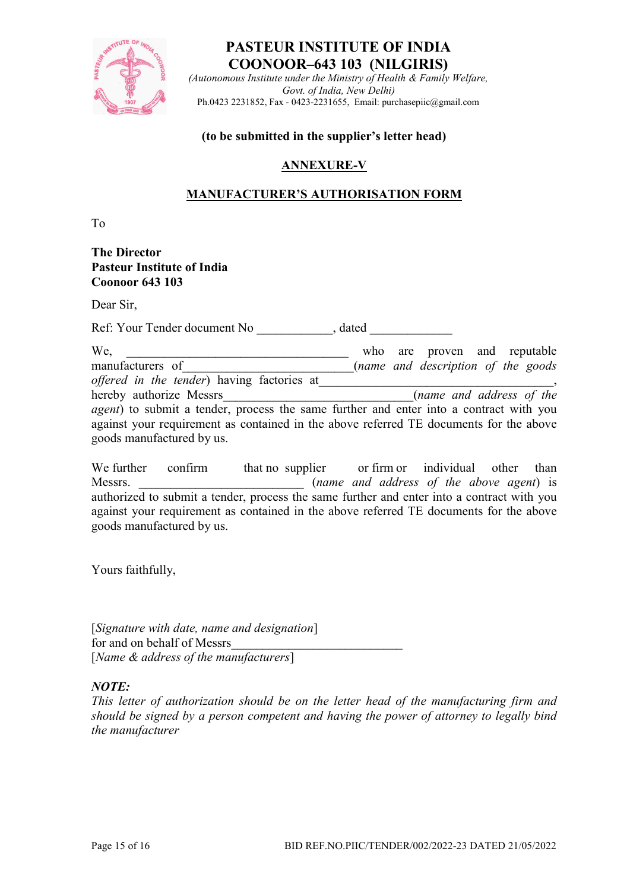# PASTEUR INSTITUTE OF INDIA
# COONOOR–643 103 (NILGIRIS)

*(Autonomous Institute under the Ministry of Health & Family Welfare, Govt. of India, New Delhi)*

Ph.0423 2231852, Fax - 0423-2231655, Email: purchasepiic@gmail.com

**(to be submitted in the supplier's letter head)**

## ANNEXURE-V

## MANUFACTURER'S AUTHORISATION FORM

To

**The Director**
**Pasteur Institute of India**
**Coonoor 643 103**

Dear Sir,

Ref: Your Tender document No ____________, dated _____________

We, ______________________________________ who are proven and reputable manufacturers of___________________________(*name and description of the goods offered in the tender*) having factories at_______________________________________, hereby authorize Messrs________________________________(*name and address of the agent*) to submit a tender, process the same further and enter into a contract with you against your requirement as contained in the above referred TE documents for the above goods manufactured by us.

We further confirm that no supplier or firm or individual other than Messrs. ___________________________ (*name and address of the above agent*) is authorized to submit a tender, process the same further and enter into a contract with you against your requirement as contained in the above referred TE documents for the above goods manufactured by us.

Yours faithfully,

[*Signature with date, name and designation*]
for and on behalf of Messrs____________________________
[*Name & address of the manufacturers*]

***NOTE:***
*This letter of authorization should be on the letter head of the manufacturing firm and should be signed by a person competent and having the power of attorney to legally bind the manufacturer*

BID REF.NO.PIIC/TENDER/002/2022-23 DATED 21/05/2022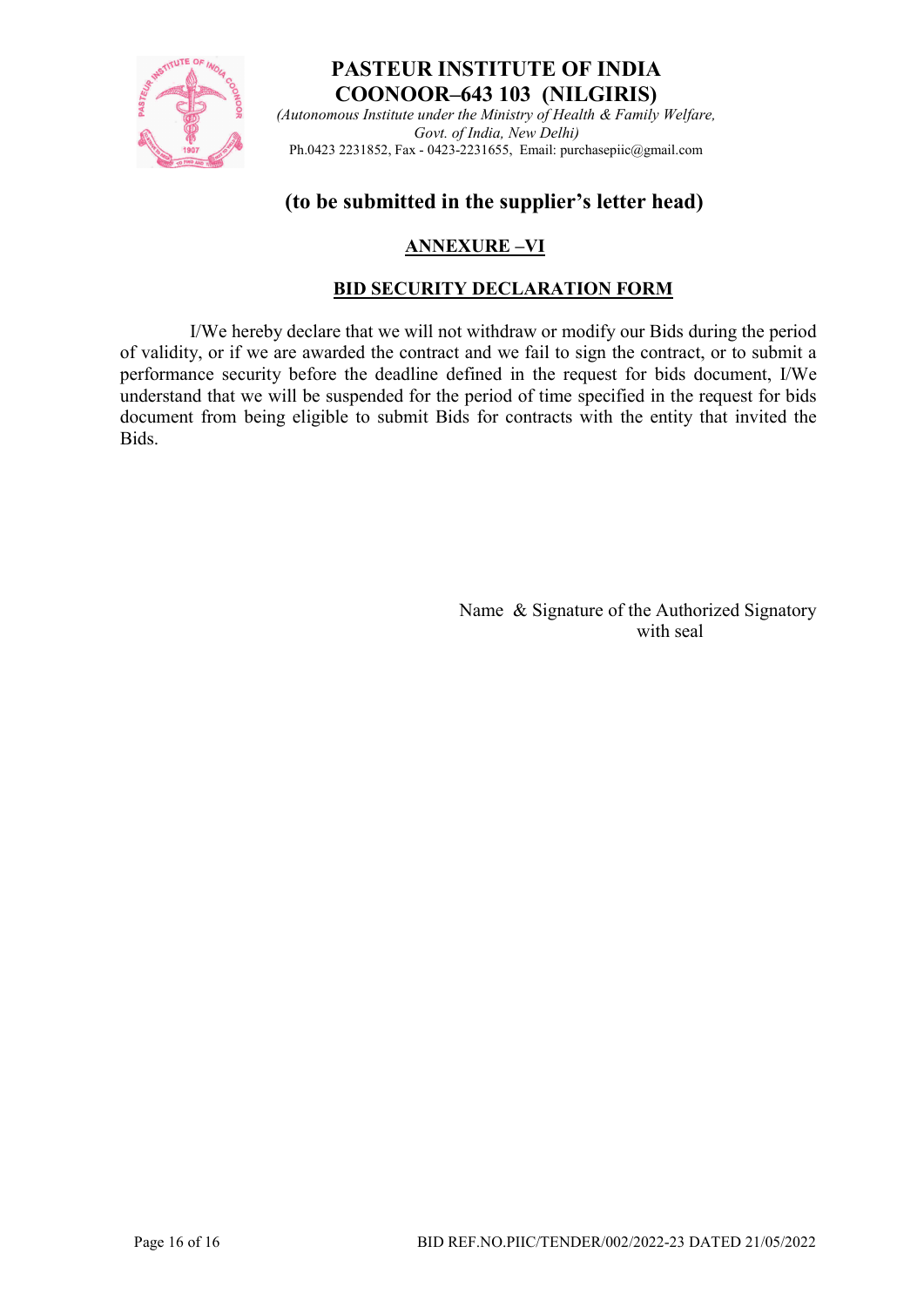# PASTEUR INSTITUTE OF INDIA
# COONOOR–643 103 (NILGIRIS)

*(Autonomous Institute under the Ministry of Health & Family Welfare, Govt. of India, New Delhi)*

Ph.0423 2231852, Fax - 0423-2231655, Email: purchasepiic@gmail.com

## (to be submitted in the supplier's letter head)

### ANNEXURE –VI

### BID SECURITY DECLARATION FORM

I/We hereby declare that we will not withdraw or modify our Bids during the period of validity, or if we are awarded the contract and we fail to sign the contract, or to submit a performance security before the deadline defined in the request for bids document, I/We understand that we will be suspended for the period of time specified in the request for bids document from being eligible to submit Bids for contracts with the entity that invited the Bids.

Name & Signature of the Authorized Signatory
with seal

BID REF.NO.PIIC/TENDER/002/2022-23 DATED 21/05/2022